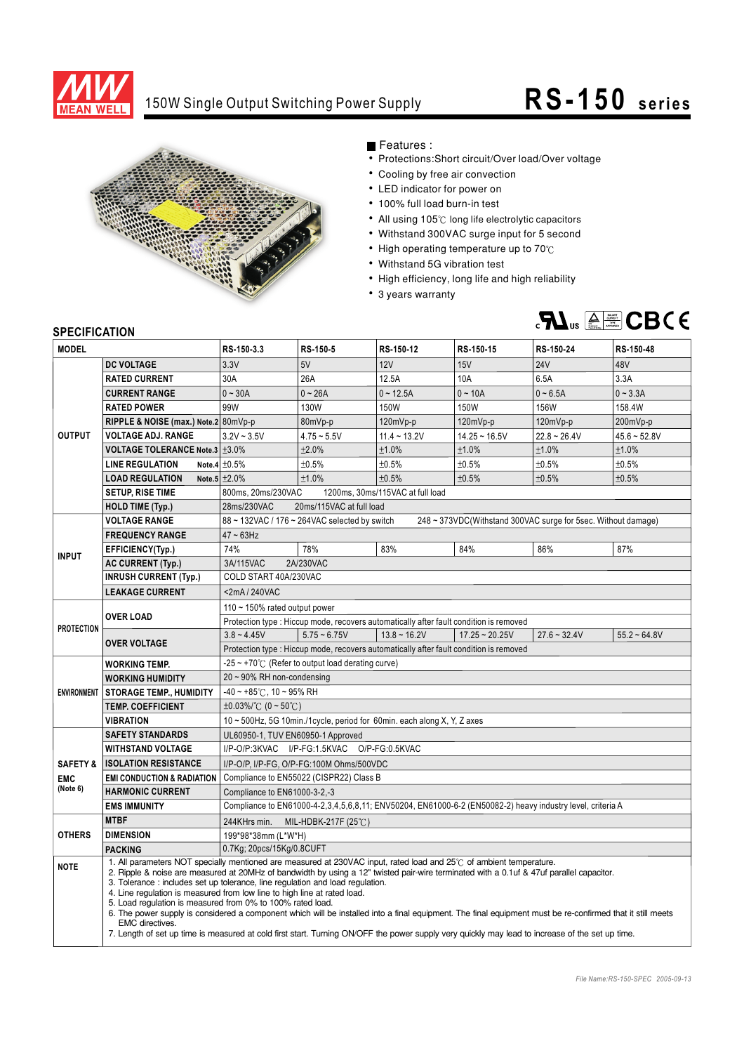# MEAN WELL

## 150W Single Output Switching Power Supply

# RS-150 series

■ Features :

- Protections:Short circuit/Over load/Over voltage
- Cooling by free air convection
- LED indicator for power on
- 100% full load burn-in test
- All using 105℃ long life electrolytic capacitors
- Withstand 300VAC surge input for 5 second
- High operating temperature up to 70℃
- Withstand 5G vibration test
- High efficiency, long life and high reliability
- 3 years warranty

## SPECIFICATION

| MODEL | | RS-150-3.3 | RS-150-5 | RS-150-12 | RS-150-15 | RS-150-24 | RS-150-48 |
|---|---|---|---|---|---|---|---|
| OUTPUT | DC VOLTAGE | 3.3V | 5V | 12V | 15V | 24V | 48V |
| | RATED CURRENT | 30A | 26A | 12.5A | 10A | 6.5A | 3.3A |
| | CURRENT RANGE | 0 ~ 30A | 0 ~ 26A | 0 ~ 12.5A | 0 ~ 10A | 0 ~ 6.5A | 0 ~ 3.3A |
| | RATED POWER | 99W | 130W | 150W | 150W | 156W | 158.4W |
| | RIPPLE & NOISE (max.) Note.2 | 80mVp-p | 80mVp-p | 120mVp-p | 120mVp-p | 120mVp-p | 200mVp-p |
| | VOLTAGE ADJ. RANGE | 3.2V ~ 3.5V | 4.75 ~ 5.5V | 11.4 ~ 13.2V | 14.25 ~ 16.5V | 22.8 ~ 26.4V | 45.6 ~ 52.8V |
| | VOLTAGE TOLERANCE Note.3 | ±3.0% | ±2.0% | ±1.0% | ±1.0% | ±1.0% | ±1.0% |
| | LINE REGULATION Note.4 | ±0.5% | ±0.5% | ±0.5% | ±0.5% | ±0.5% | ±0.5% |
| | LOAD REGULATION Note.5 | ±2.0% | ±1.0% | ±0.5% | ±0.5% | ±0.5% | ±0.5% |
| | SETUP, RISE TIME | 800ms, 20ms/230VAC 1200ms, 30ms/115VAC at full load | | | | | |
| | HOLD TIME (Typ.) | 28ms/230VAC 20ms/115VAC at full load | | | | | |
| INPUT | VOLTAGE RANGE | 88 ~ 132VAC / 176 ~ 264VAC selected by switch 248 ~ 373VDC(Withstand 300VAC surge for 5sec. Without damage) | | | | | |
| | FREQUENCY RANGE | 47 ~ 63Hz | | | | | |
| | EFFICIENCY(Typ.) | 74% | 78% | 83% | 84% | 86% | 87% |
| | AC CURRENT (Typ.) | 3A/115VAC 2A/230VAC | | | | | |
| | INRUSH CURRENT (Typ.) | COLD START 40A/230VAC | | | | | |
| | LEAKAGE CURRENT | <2mA / 240VAC | | | | | |
| PROTECTION | OVER LOAD | 110 ~ 150% rated output power | | | | | |
| | | Protection type : Hiccup mode, recovers automatically after fault condition is removed | | | | | |
| | OVER VOLTAGE | 3.8 ~ 4.45V | 5.75 ~ 6.75V | 13.8 ~ 16.2V | 17.25 ~ 20.25V | 27.6 ~ 32.4V | 55.2 ~ 64.8V |
| | | Protection type : Hiccup mode, recovers automatically after fault condition is removed | | | | | |
| ENVIRONMENT | WORKING TEMP. | -25 ~ +70℃ (Refer to output load derating curve) | | | | | |
| | WORKING HUMIDITY | 20 ~ 90% RH non-condensing | | | | | |
| | STORAGE TEMP., HUMIDITY | -40 ~ +85℃, 10 ~ 95% RH | | | | | |
| | TEMP. COEFFICIENT | ±0.03%/℃ (0 ~ 50℃) | | | | | |
| | VIBRATION | 10 ~ 500Hz, 5G 10min./1cycle, period for 60min. each along X, Y, Z axes | | | | | |
| SAFETY & EMC (Note 6) | SAFETY STANDARDS | UL60950-1, TUV EN60950-1 Approved | | | | | |
| | WITHSTAND VOLTAGE | I/P-O/P:3KVAC I/P-FG:1.5KVAC O/P-FG:0.5KVAC | | | | | |
| | ISOLATION RESISTANCE | I/P-O/P, I/P-FG, O/P-FG:100M Ohms/500VDC | | | | | |
| | EMI CONDUCTION & RADIATION | Compliance to EN55022 (CISPR22) Class B | | | | | |
| | HARMONIC CURRENT | Compliance to EN61000-3-2,-3 | | | | | |
| | EMS IMMUNITY | Compliance to EN61000-4-2,3,4,5,6,8,11; ENV50204, EN61000-6-2 (EN50082-2) heavy industry level, criteria A | | | | | |
| OTHERS | MTBF | 244KHrs min. MIL-HDBK-217F (25℃) | | | | | |
| | DIMENSION | 199\*98\*38mm (L\*W\*H) | | | | | |
| | PACKING | 0.7Kg; 20pcs/15Kg/0.8CUFT | | | | | |

**NOTE**

1. All parameters NOT specially mentioned are measured at 230VAC input, rated load and 25℃ of ambient temperature.
2. Ripple & noise are measured at 20MHz of bandwidth by using a 12" twisted pair-wire terminated with a 0.1uf & 47uf parallel capacitor.
3. Tolerance : includes set up tolerance, line regulation and load regulation.
4. Line regulation is measured from low line to high line at rated load.
5. Load regulation is measured from 0% to 100% rated load.
6. The power supply is considered a component which will be installed into a final equipment. The final equipment must be re-confirmed that it still meets EMC directives.
7. Length of set up time is measured at cold first start. Turning ON/OFF the power supply very quickly may lead to increase of the set up time.

*File Name:RS-150-SPEC 2005-09-13*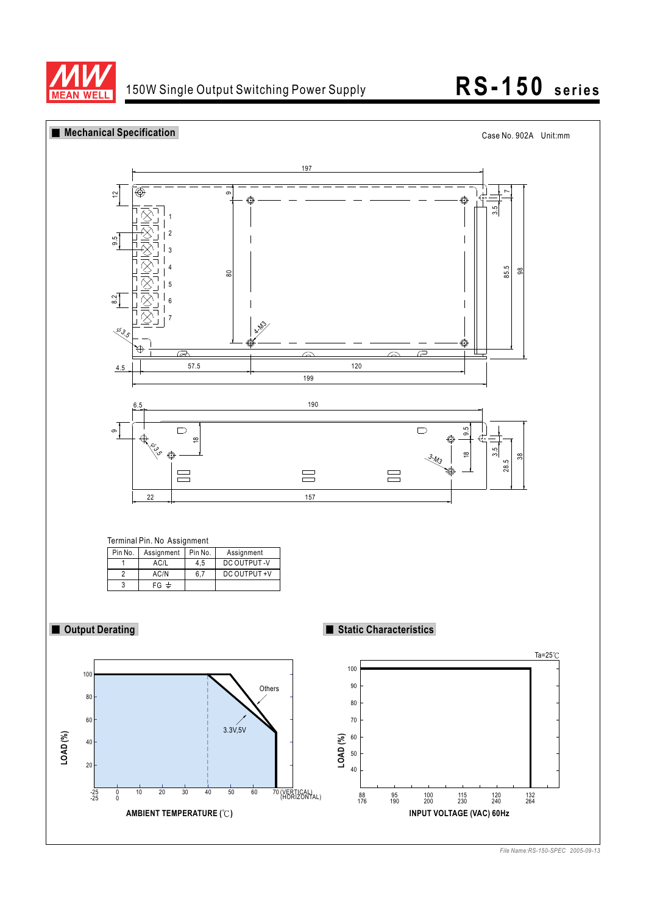## Mechanical Specification

Case No. 902A Unit:mm

197
12
9.5
8.2
9
80
4-M3
1
2
3
4
5
6
7
7
3.5
85.5
98
ϕ3.5
4.5
57.5
120
199

6.5
190
9
18
ϕ3.5
9.5
3-M3
18
3.5
28.5
38
22
157

Terminal Pin. No Assignment

| Pin No. | Assignment | Pin No. | Assignment |
|---|---|---|---|
| 1 | AC/L | 4,5 | DC OUTPUT -V |
| 2 | AC/N | 6,7 | DC OUTPUT +V |
| 3 | FG ⏚ | | |

## Output Derating

LOAD (%)
100
80
60
40
20
Others
3.3V,5V
-25 -25
0 0
10
20
30
40
50
60
70 (VERTICAL) (HORIZONTAL)
AMBIENT TEMPERATURE (℃)

## Static Characteristics

Ta=25℃
LOAD (%)
100
90
80
70
60
50
40
88 176
95 190
100 200
115 230
120 240
132 264
INPUT VOLTAGE (VAC) 60Hz

*File Name:RS-150-SPEC 2005-09-13*